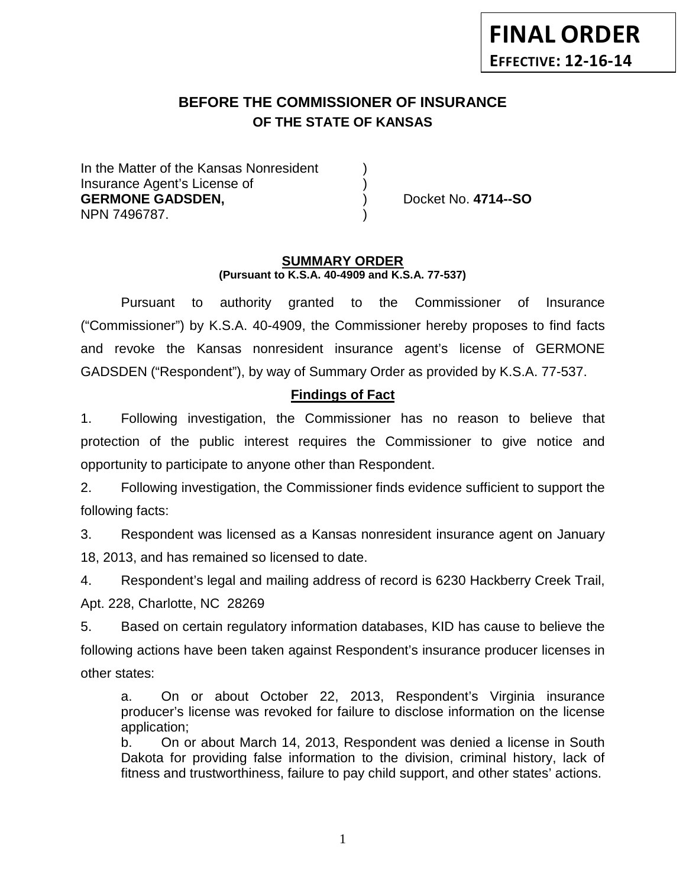**FINAL ORDER**

**EFFECTIVE: 12-16-14**

# BEFORE THE COMMISSIONER OF INSURANCE
## OF THE STATE OF KANSAS

In the Matter of the Kansas Nonresident )
Insurance Agent's License of )
**GERMONE GADSDEN,** ) Docket No. **4714--SO**
NPN 7496787. )

**SUMMARY ORDER**
**(Pursuant to K.S.A. 40-4909 and K.S.A. 77-537)**

Pursuant to authority granted to the Commissioner of Insurance ("Commissioner") by K.S.A. 40-4909, the Commissioner hereby proposes to find facts and revoke the Kansas nonresident insurance agent's license of GERMONE GADSDEN ("Respondent"), by way of Summary Order as provided by K.S.A. 77-537.

**Findings of Fact**

1. Following investigation, the Commissioner has no reason to believe that protection of the public interest requires the Commissioner to give notice and opportunity to participate to anyone other than Respondent.

2. Following investigation, the Commissioner finds evidence sufficient to support the following facts:

3. Respondent was licensed as a Kansas nonresident insurance agent on January 18, 2013, and has remained so licensed to date.

4. Respondent's legal and mailing address of record is 6230 Hackberry Creek Trail, Apt. 228, Charlotte, NC 28269

5. Based on certain regulatory information databases, KID has cause to believe the following actions have been taken against Respondent's insurance producer licenses in other states:

a. On or about October 22, 2013, Respondent's Virginia insurance producer's license was revoked for failure to disclose information on the license application;

b. On or about March 14, 2013, Respondent was denied a license in South Dakota for providing false information to the division, criminal history, lack of fitness and trustworthiness, failure to pay child support, and other states' actions.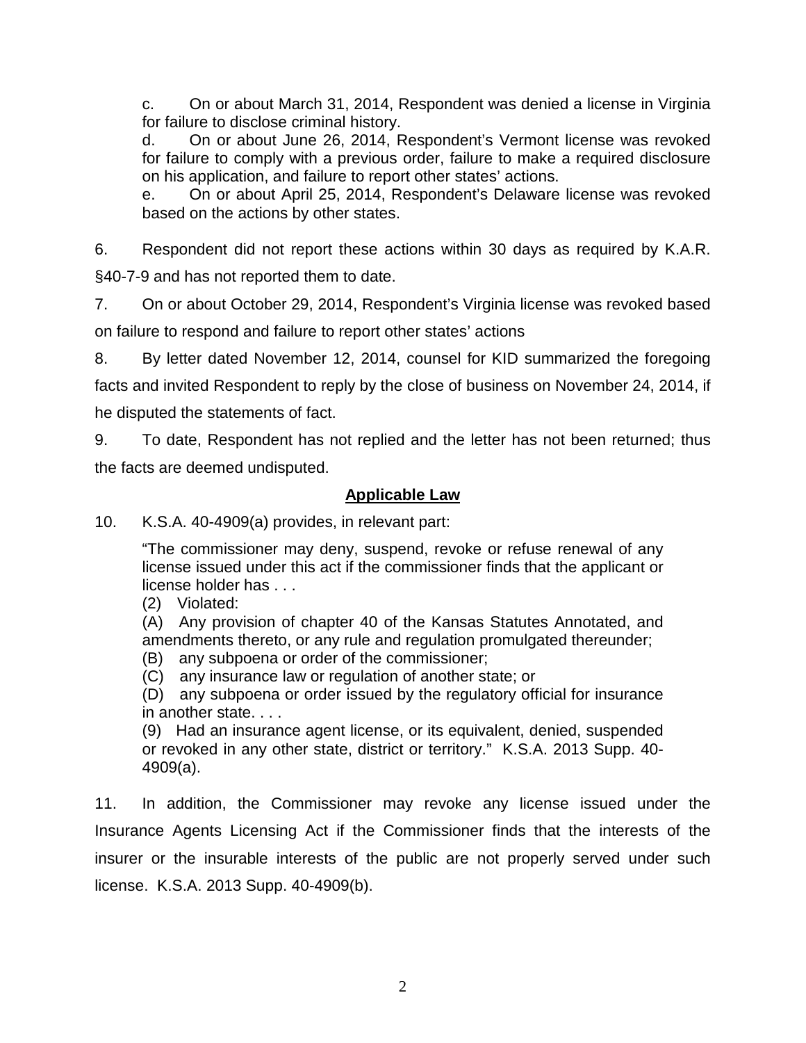c. On or about March 31, 2014, Respondent was denied a license in Virginia for failure to disclose criminal history.

d. On or about June 26, 2014, Respondent's Vermont license was revoked for failure to comply with a previous order, failure to make a required disclosure on his application, and failure to report other states' actions.

e. On or about April 25, 2014, Respondent's Delaware license was revoked based on the actions by other states.

6. Respondent did not report these actions within 30 days as required by K.A.R. §40-7-9 and has not reported them to date.

7. On or about October 29, 2014, Respondent's Virginia license was revoked based on failure to respond and failure to report other states' actions

8. By letter dated November 12, 2014, counsel for KID summarized the foregoing facts and invited Respondent to reply by the close of business on November 24, 2014, if he disputed the statements of fact.

9. To date, Respondent has not replied and the letter has not been returned; thus the facts are deemed undisputed.

## Applicable Law

10. K.S.A. 40-4909(a) provides, in relevant part:

> "The commissioner may deny, suspend, revoke or refuse renewal of any license issued under this act if the commissioner finds that the applicant or license holder has . . .
>
> (2) Violated:
>
> (A) Any provision of chapter 40 of the Kansas Statutes Annotated, and amendments thereto, or any rule and regulation promulgated thereunder;
>
> (B) any subpoena or order of the commissioner;
>
> (C) any insurance law or regulation of another state; or
>
> (D) any subpoena or order issued by the regulatory official for insurance in another state. . . .
>
> (9) Had an insurance agent license, or its equivalent, denied, suspended or revoked in any other state, district or territory." K.S.A. 2013 Supp. 40-4909(a).

11. In addition, the Commissioner may revoke any license issued under the Insurance Agents Licensing Act if the Commissioner finds that the interests of the insurer or the insurable interests of the public are not properly served under such license. K.S.A. 2013 Supp. 40-4909(b).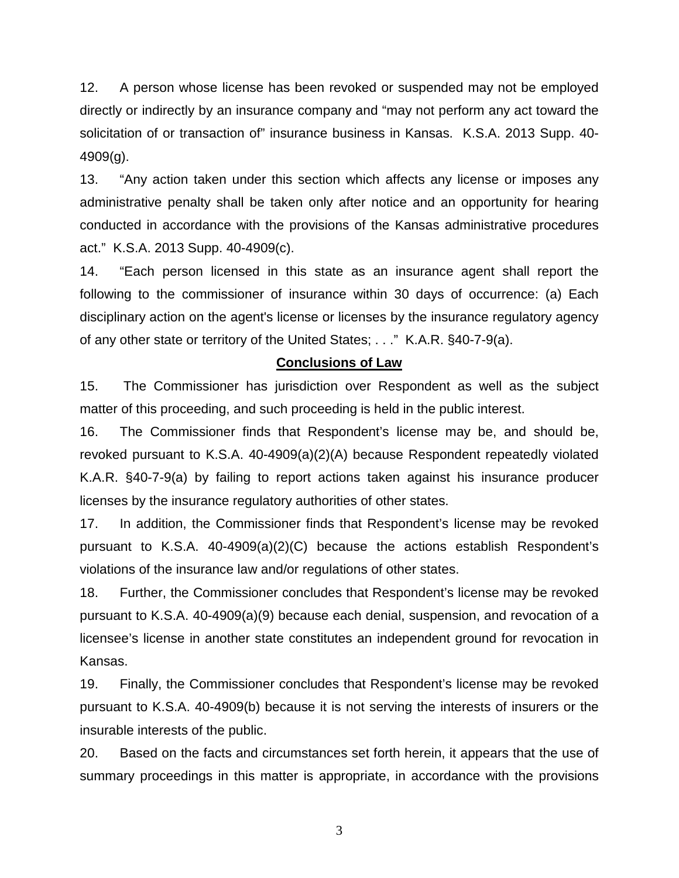12. A person whose license has been revoked or suspended may not be employed directly or indirectly by an insurance company and "may not perform any act toward the solicitation of or transaction of" insurance business in Kansas. K.S.A. 2013 Supp. 40-4909(g).

13. "Any action taken under this section which affects any license or imposes any administrative penalty shall be taken only after notice and an opportunity for hearing conducted in accordance with the provisions of the Kansas administrative procedures act." K.S.A. 2013 Supp. 40-4909(c).

14. "Each person licensed in this state as an insurance agent shall report the following to the commissioner of insurance within 30 days of occurrence: (a) Each disciplinary action on the agent's license or licenses by the insurance regulatory agency of any other state or territory of the United States; . . ." K.A.R. §40-7-9(a).

## Conclusions of Law

15. The Commissioner has jurisdiction over Respondent as well as the subject matter of this proceeding, and such proceeding is held in the public interest.

16. The Commissioner finds that Respondent's license may be, and should be, revoked pursuant to K.S.A. 40-4909(a)(2)(A) because Respondent repeatedly violated K.A.R. §40-7-9(a) by failing to report actions taken against his insurance producer licenses by the insurance regulatory authorities of other states.

17. In addition, the Commissioner finds that Respondent's license may be revoked pursuant to K.S.A. 40-4909(a)(2)(C) because the actions establish Respondent's violations of the insurance law and/or regulations of other states.

18. Further, the Commissioner concludes that Respondent's license may be revoked pursuant to K.S.A. 40-4909(a)(9) because each denial, suspension, and revocation of a licensee's license in another state constitutes an independent ground for revocation in Kansas.

19. Finally, the Commissioner concludes that Respondent's license may be revoked pursuant to K.S.A. 40-4909(b) because it is not serving the interests of insurers or the insurable interests of the public.

20. Based on the facts and circumstances set forth herein, it appears that the use of summary proceedings in this matter is appropriate, in accordance with the provisions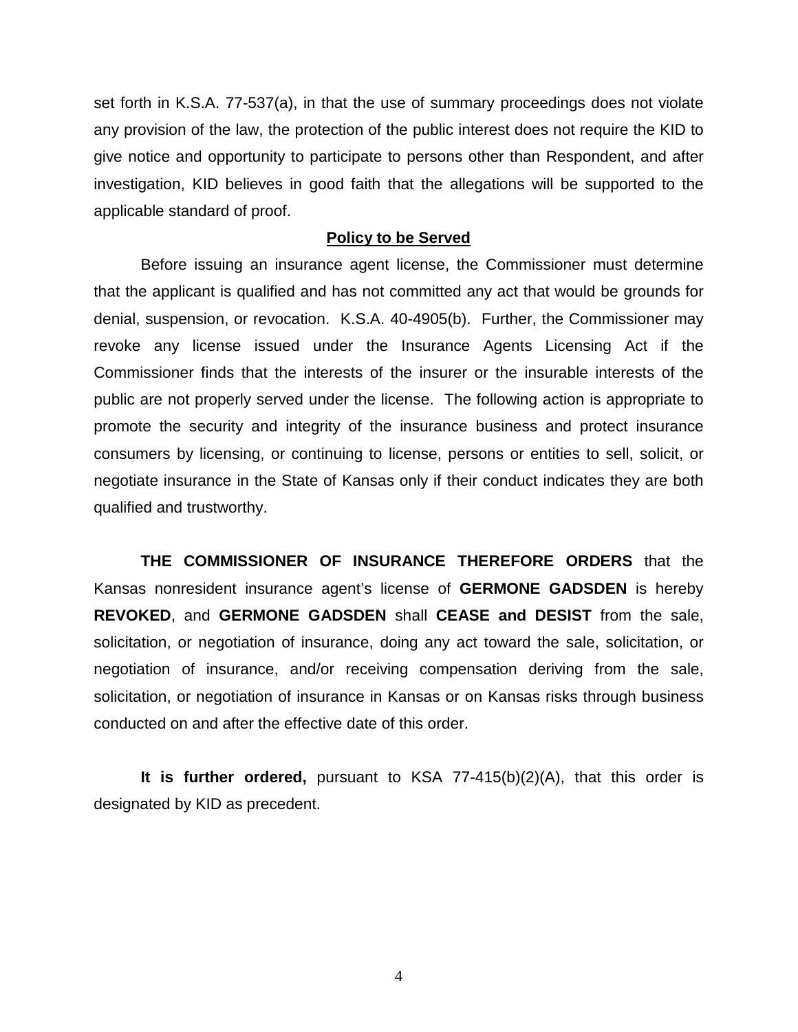set forth in K.S.A. 77-537(a), in that the use of summary proceedings does not violate any provision of the law, the protection of the public interest does not require the KID to give notice and opportunity to participate to persons other than Respondent, and after investigation, KID believes in good faith that the allegations will be supported to the applicable standard of proof.

## **Policy to be Served**

Before issuing an insurance agent license, the Commissioner must determine that the applicant is qualified and has not committed any act that would be grounds for denial, suspension, or revocation. K.S.A. 40-4905(b). Further, the Commissioner may revoke any license issued under the Insurance Agents Licensing Act if the Commissioner finds that the interests of the insurer or the insurable interests of the public are not properly served under the license. The following action is appropriate to promote the security and integrity of the insurance business and protect insurance consumers by licensing, or continuing to license, persons or entities to sell, solicit, or negotiate insurance in the State of Kansas only if their conduct indicates they are both qualified and trustworthy.

**THE COMMISSIONER OF INSURANCE THEREFORE ORDERS** that the Kansas nonresident insurance agent's license of **GERMONE GADSDEN** is hereby **REVOKED**, and **GERMONE GADSDEN** shall **CEASE and DESIST** from the sale, solicitation, or negotiation of insurance, doing any act toward the sale, solicitation, or negotiation of insurance, and/or receiving compensation deriving from the sale, solicitation, or negotiation of insurance in Kansas or on Kansas risks through business conducted on and after the effective date of this order.

**It is further ordered,** pursuant to KSA 77-415(b)(2)(A), that this order is designated by KID as precedent.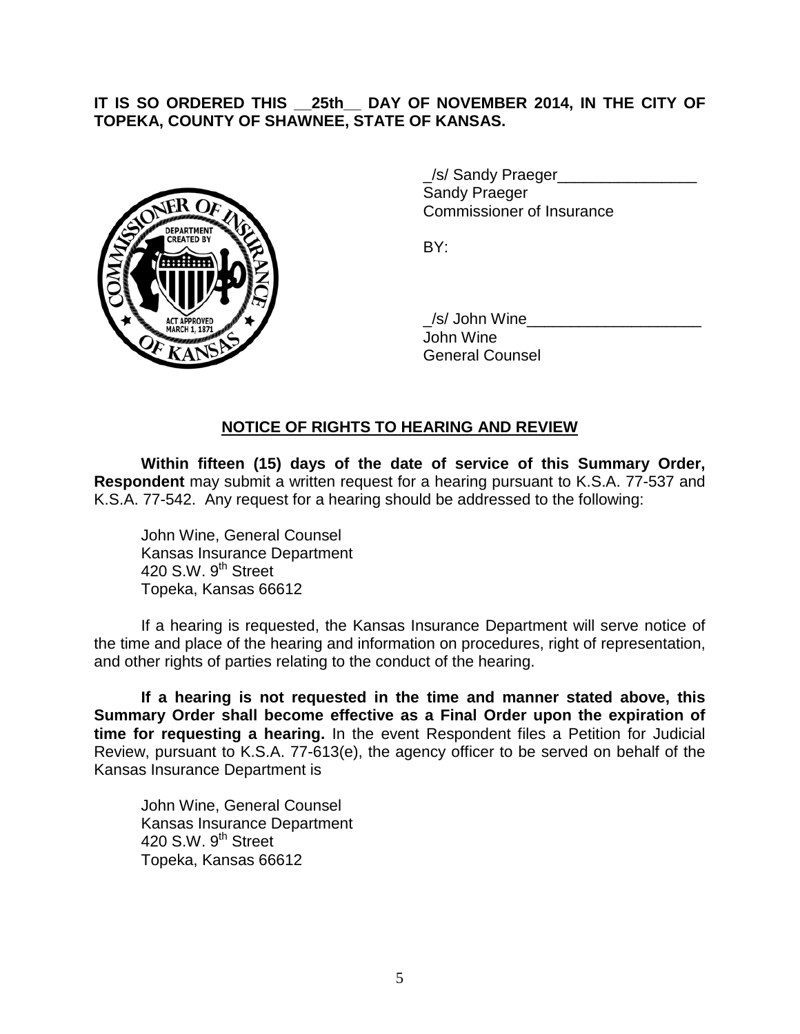**IT IS SO ORDERED THIS __25th__ DAY OF NOVEMBER 2014, IN THE CITY OF TOPEKA, COUNTY OF SHAWNEE, STATE OF KANSAS.**

_/s/ Sandy Praeger________________
Sandy Praeger
Commissioner of Insurance

BY:

_/s/ John Wine____________________
John Wine
General Counsel

## NOTICE OF RIGHTS TO HEARING AND REVIEW

**Within fifteen (15) days of the date of service of this Summary Order, Respondent** may submit a written request for a hearing pursuant to K.S.A. 77-537 and K.S.A. 77-542. Any request for a hearing should be addressed to the following:

John Wine, General Counsel
Kansas Insurance Department
420 S.W. 9th Street
Topeka, Kansas 66612

If a hearing is requested, the Kansas Insurance Department will serve notice of the time and place of the hearing and information on procedures, right of representation, and other rights of parties relating to the conduct of the hearing.

**If a hearing is not requested in the time and manner stated above, this Summary Order shall become effective as a Final Order upon the expiration of time for requesting a hearing.** In the event Respondent files a Petition for Judicial Review, pursuant to K.S.A. 77-613(e), the agency officer to be served on behalf of the Kansas Insurance Department is

John Wine, General Counsel
Kansas Insurance Department
420 S.W. 9th Street
Topeka, Kansas 66612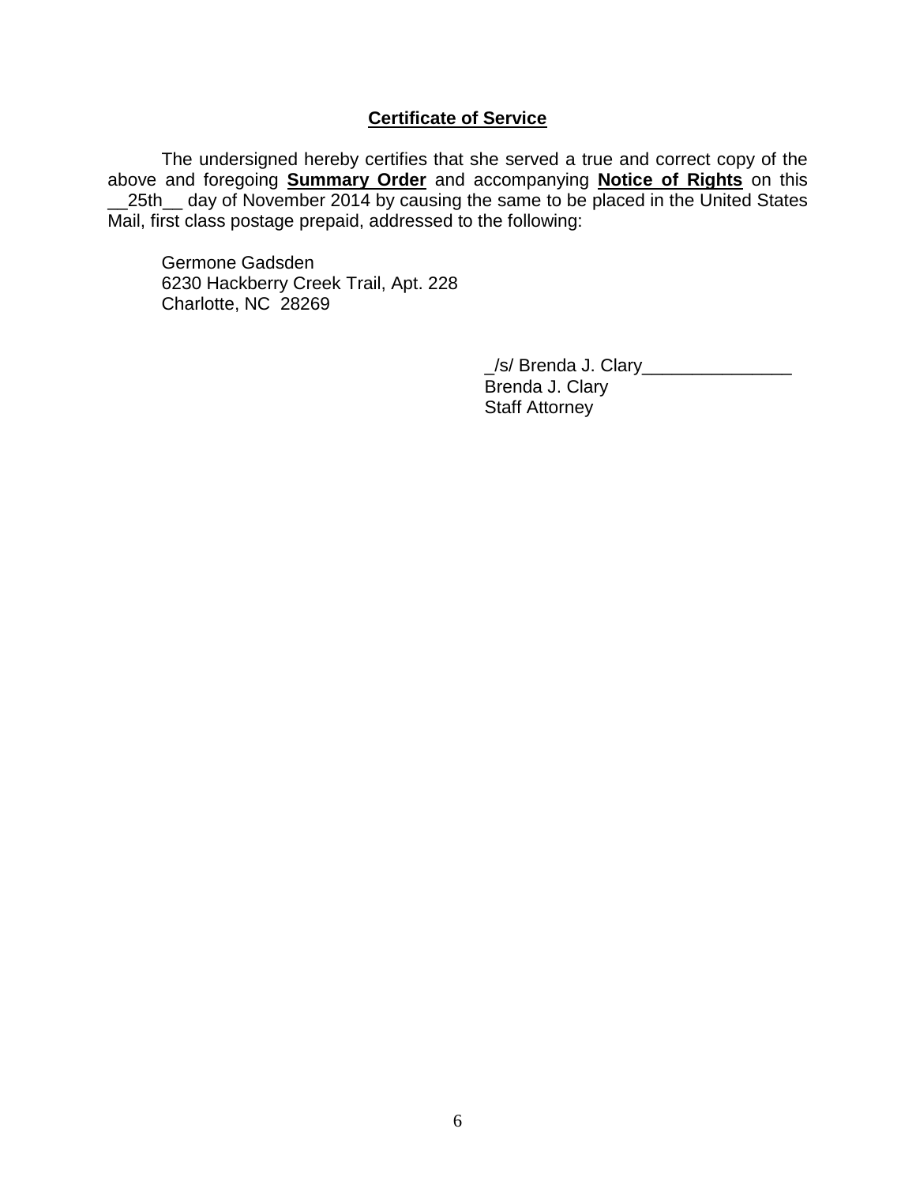## **Certificate of Service**

The undersigned hereby certifies that she served a true and correct copy of the above and foregoing **Summary Order** and accompanying **Notice of Rights** on this __25th__ day of November 2014 by causing the same to be placed in the United States Mail, first class postage prepaid, addressed to the following:

Germone Gadsden
6230 Hackberry Creek Trail, Apt. 228
Charlotte, NC 28269

_/s/ Brenda J. Clary_______________
Brenda J. Clary
Staff Attorney